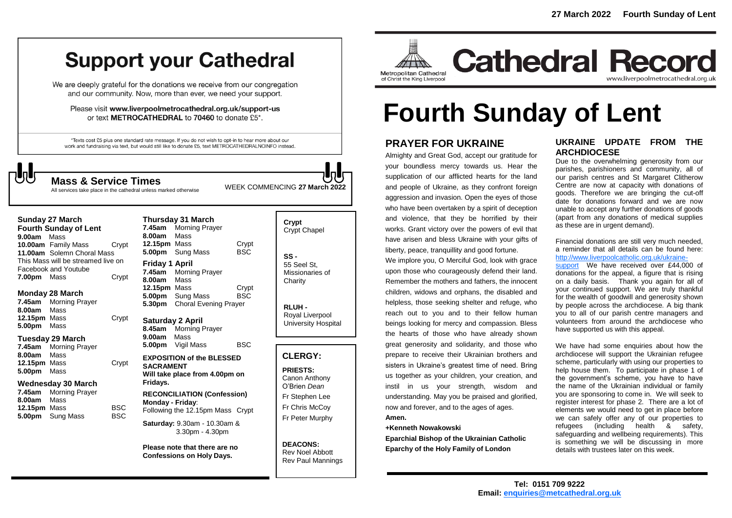# Support your Cathedral

We are deeply grateful for the donations we receive from our congregation and our community. Now, more than ever, we need your support.

Please visit **www.liverpoolmetrocathedral.org.uk/support-us** or text **METROCATHEDRAL** to **70460** to donate £5*.

*Texts cost £5 plus one standard rate message. If you do not wish to opt-in to hear more about our work and fundraising via text, but would still like to donate £5, text METROCATHEDRALNOINFO instead.

## Mass & Service Times

All services take place in the cathedral unless marked otherwise

WEEK COMMENCING **27 March 2022**

### Sunday 27 March
**Fourth Sunday of Lent**

| | | |
|---|---|---|
| **9.00am** | Mass | |
| **10.00am** | Family Mass | Crypt |
| **11.00am** | Solemn Choral Mass | |

This Mass will be streamed live on Facebook and Youtube

| | | |
|---|---|---|
| **7.00pm** | Mass | Crypt |

### Monday 28 March

| | | |
|---|---|---|
| **7.45am** | Morning Prayer | |
| **8.00am** | Mass | |
| **12.15pm** | Mass | Crypt |
| **5.00pm** | Mass | |

### Tuesday 29 March

| | | |
|---|---|---|
| **7.45am** | Morning Prayer | |
| **8.00am** | Mass | |
| **12.15pm** | Mass | Crypt |
| **5.00pm** | Mass | |

### Wednesday 30 March

| | | |
|---|---|---|
| **7.45am** | Morning Prayer | |
| **8.00am** | Mass | |
| **12.15pm** | Mass | BSC |
| **5.00pm** | Sung Mass | BSC |

### Thursday 31 March

| | | |
|---|---|---|
| **7.45am** | Morning Prayer | |
| **8.00am** | Mass | |
| **12.15pm** | Mass | Crypt |
| **5.00pm** | Sung Mass | BSC |

### Friday 1 April

| | | |
|---|---|---|
| **7.45am** | Morning Prayer | |
| **8.00am** | Mass | |
| **12.15pm** | Mass | Crypt |
| **5.00pm** | Sung Mass | BSC |
| **5.30pm** | Choral Evening Prayer | |

### Saturday 2 April

| | | |
|---|---|---|
| **8.45am** | Morning Prayer | |
| **9.00am** | Mass | |
| **5.00pm** | Vigil Mass | BSC |

**EXPOSITION of the BLESSED SACRAMENT**
**Will take place from 4.00pm on Fridays.**

**RECONCILIATION (Confession)**
**Monday - Friday**:
Following the 12.15pm Mass Crypt

**Saturday:** 9.30am - 10.30am & 3.30pm - 4.30pm

**Please note that there are no Confessions on Holy Days.**

**Crypt** Crypt Chapel

**SS -** 55 Seel St, Missionaries of Charity

**RLUH -** Royal Liverpool University Hospital

## CLERGY:

**PRIESTS:**
Canon Anthony O'Brien *Dean*
Fr Stephen Lee
Fr Chris McCoy
Fr Peter Murphy

**DEACONS:**
Rev Noel Abbott
Rev Paul Mannings

# Cathedral Record

Metropolitan Cathedral of Christ the King Liverpool
www.liverpoolmetrocathedral.org.uk

**27 March 2022 Fourth Sunday of Lent**

# Fourth Sunday of Lent

## PRAYER FOR UKRAINE

Almighty and Great God, accept our gratitude for your boundless mercy towards us. Hear the supplication of our afflicted hearts for the land and people of Ukraine, as they confront foreign aggression and invasion. Open the eyes of those who have been overtaken by a spirit of deception and violence, that they be horrified by their works. Grant victory over the powers of evil that have arisen and bless Ukraine with your gifts of liberty, peace, tranquillity and good fortune.

We implore you, O Merciful God, look with grace upon those who courageously defend their land. Remember the mothers and fathers, the innocent children, widows and orphans, the disabled and helpless, those seeking shelter and refuge, who reach out to you and to their fellow human beings looking for mercy and compassion. Bless the hearts of those who have already shown great generosity and solidarity, and those who prepare to receive their Ukrainian brothers and sisters in Ukraine's greatest time of need. Bring us together as your children, your creation, and instil in us your strength, wisdom and understanding. May you be praised and glorified, now and forever, and to the ages of ages.

**Amen.**

**+Kenneth Nowakowski**
**Eparchial Bishop of the Ukrainian Catholic Eparchy of the Holy Family of London**

## UKRAINE UPDATE FROM THE ARCHDIOCESE

Due to the overwhelming generosity from our parishes, parishioners and community, all of our parish centres and St Margaret Clitherow Centre are now at capacity with donations of goods. Therefore we are bringing the cut-off date for donations forward and we are now unable to accept any further donations of goods (apart from any donations of medical supplies as these are in urgent demand).

Financial donations are still very much needed, a reminder that all details can be found here: http://www.liverpoolcatholic.org.uk/ukraine-support We have received over £44,000 of donations for the appeal, a figure that is rising on a daily basis. Thank you again for all of your continued support. We are truly thankful for the wealth of goodwill and generosity shown by people across the archdiocese. A big thank you to all of our parish centre managers and volunteers from around the archdiocese who have supported us with this appeal.

We have had some enquiries about how the archdiocese will support the Ukrainian refugee scheme, particularly with using our properties to help house them. To participate in phase 1 of the government's scheme, you have to have the name of the Ukrainian individual or family you are sponsoring to come in. We will seek to register interest for phase 2. There are a lot of elements we would need to get in place before we can safely offer any of our properties to refugees (including health & safety, safeguarding and wellbeing requirements). This is something we will be discussing in more details with trustees later on this week.

**Tel: 0151 709 9222**
**Email: enquiries@metcathedral.org.uk**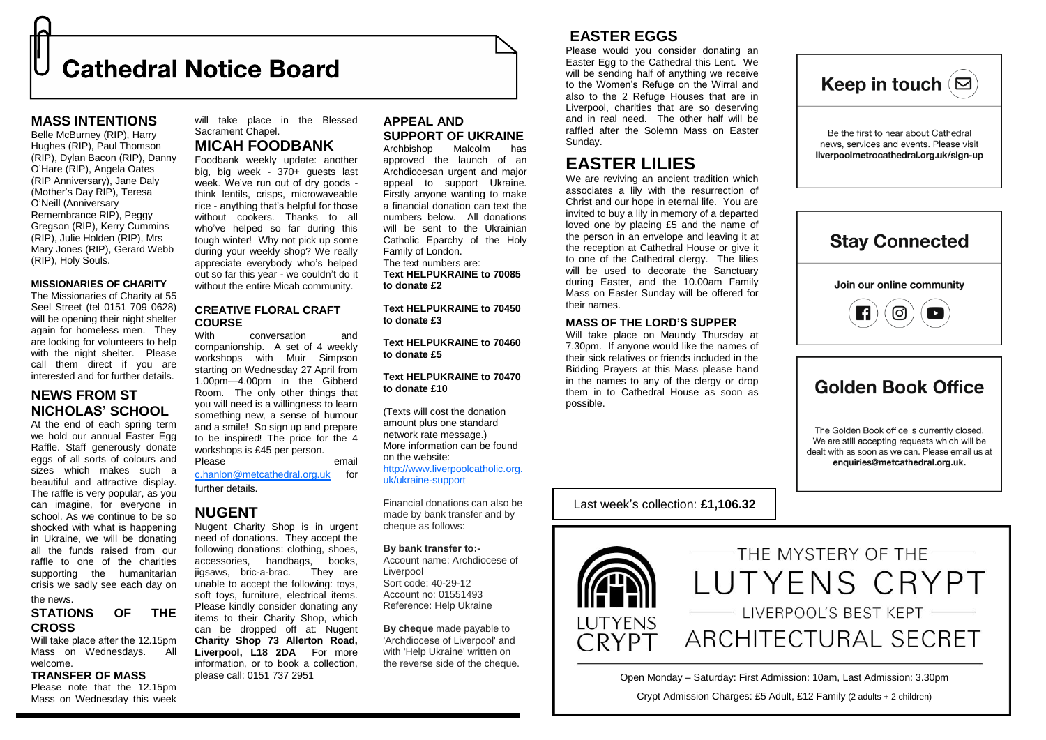# Cathedral Notice Board

## MASS INTENTIONS

Belle McBurney (RIP), Harry Hughes (RIP), Paul Thomson (RIP), Dylan Bacon (RIP), Danny O'Hare (RIP), Angela Oates (RIP Anniversary), Jane Daly (Mother's Day RIP), Teresa O'Neill (Anniversary Remembrance RIP), Peggy Gregson (RIP), Kerry Cummins (RIP), Julie Holden (RIP), Mrs Mary Jones (RIP), Gerard Webb (RIP), Holy Souls.

### MISSIONARIES OF CHARITY

The Missionaries of Charity at 55 Seel Street (tel 0151 709 0628) will be opening their night shelter again for homeless men. They are looking for volunteers to help with the night shelter. Please call them direct if you are interested and for further details.

## NEWS FROM ST NICHOLAS' SCHOOL

At the end of each spring term we hold our annual Easter Egg Raffle. Staff generously donate eggs of all sorts of colours and sizes which makes such a beautiful and attractive display. The raffle is very popular, as you can imagine, for everyone in school. As we continue to be so shocked with what is happening in Ukraine, we will be donating all the funds raised from our raffle to one of the charities supporting the humanitarian crisis we sadly see each day on the news.

### STATIONS OF THE CROSS

Will take place after the 12.15pm Mass on Wednesdays. All welcome.

### TRANSFER OF MASS

Please note that the 12.15pm Mass on Wednesday this week will take place in the Blessed Sacrament Chapel.

## MICAH FOODBANK

Foodbank weekly update: another big, big week - 370+ guests last week. We've run out of dry goods - think lentils, crisps, microwaveable rice - anything that's helpful for those without cookers. Thanks to all who've helped so far during this tough winter! Why not pick up some during your weekly shop? We really appreciate everybody who's helped out so far this year - we couldn't do it without the entire Micah community.

### CREATIVE FLORAL CRAFT COURSE

With conversation and companionship. A set of 4 weekly workshops with Muir Simpson starting on Wednesday 27 April from 1.00pm—4.00pm in the Gibberd Room. The only other things that you will need is a willingness to learn something new, a sense of humour and a smile! So sign up and prepare to be inspired! The price for the 4 workshops is £45 per person. Please email c.hanlon@metcathedral.org.uk for further details.

## NUGENT

Nugent Charity Shop is in urgent need of donations. They accept the following donations: clothing, shoes, accessories, handbags, books, jigsaws, bric-a-brac. They are unable to accept the following: toys, soft toys, furniture, electrical items. Please kindly consider donating any items to their Charity Shop, which can be dropped off at: Nugent **Charity Shop 73 Allerton Road, Liverpool, L18 2DA** For more information, or to book a collection, please call: 0151 737 2951

### APPEAL AND SUPPORT OF UKRAINE

Archbishop Malcolm has approved the launch of an Archdiocesan urgent and major appeal to support Ukraine. Firstly anyone wanting to make a financial donation can text the numbers below. All donations will be sent to the Ukrainian Catholic Eparchy of the Holy Family of London.

The text numbers are:

**Text HELPUKRAINE to 70085 to donate £2**

**Text HELPUKRAINE to 70450 to donate £3**

**Text HELPUKRAINE to 70460 to donate £5**

**Text HELPUKRAINE to 70470 to donate £10**

(Texts will cost the donation amount plus one standard network rate message.)

More information can be found on the website:
http://www.liverpoolcatholic.org.uk/ukraine-support

Financial donations can also be made by bank transfer and by cheque as follows:

**By bank transfer to:-**
Account name: Archdiocese of Liverpool
Sort code: 40-29-12
Account no: 01551493
Reference: Help Ukraine

**By cheque** made payable to 'Archdiocese of Liverpool' and with 'Help Ukraine' written on the reverse side of the cheque.

## EASTER EGGS

Please would you consider donating an Easter Egg to the Cathedral this Lent. We will be sending half of anything we receive to the Women's Refuge on the Wirral and also to the 2 Refuge Houses that are in Liverpool, charities that are so deserving and in real need. The other half will be raffled after the Solemn Mass on Easter Sunday.

## EASTER LILIES

We are reviving an ancient tradition which associates a lily with the resurrection of Christ and our hope in eternal life. You are invited to buy a lily in memory of a departed loved one by placing £5 and the name of the person in an envelope and leaving it at the reception at Cathedral House or give it to one of the Cathedral clergy. The lilies will be used to decorate the Sanctuary during Easter, and the 10.00am Family Mass on Easter Sunday will be offered for their names.

### MASS OF THE LORD'S SUPPER

Will take place on Maundy Thursday at 7.30pm. If anyone would like the names of their sick relatives or friends included in the Bidding Prayers at this Mass please hand in the names to any of the clergy or drop them in to Cathedral House as soon as possible.

## Keep in touch

Be the first to hear about Cathedral news, services and events. Please visit **liverpoolmetrocathedral.org.uk/sign-up**

## Stay Connected

Join our online community

## Golden Book Office

The Golden Book office is currently closed. We are still accepting requests which will be dealt with as soon as we can. Please email us at **enquiries@metcathedral.org.uk.**

Last week's collection: **£1,106.32**

THE MYSTERY OF THE LUTYENS CRYPT

LIVERPOOL'S BEST KEPT ARCHITECTURAL SECRET

LUTYENS CRYPT

Open Monday – Saturday: First Admission: 10am, Last Admission: 3.30pm

Crypt Admission Charges: £5 Adult, £12 Family (2 adults + 2 children)